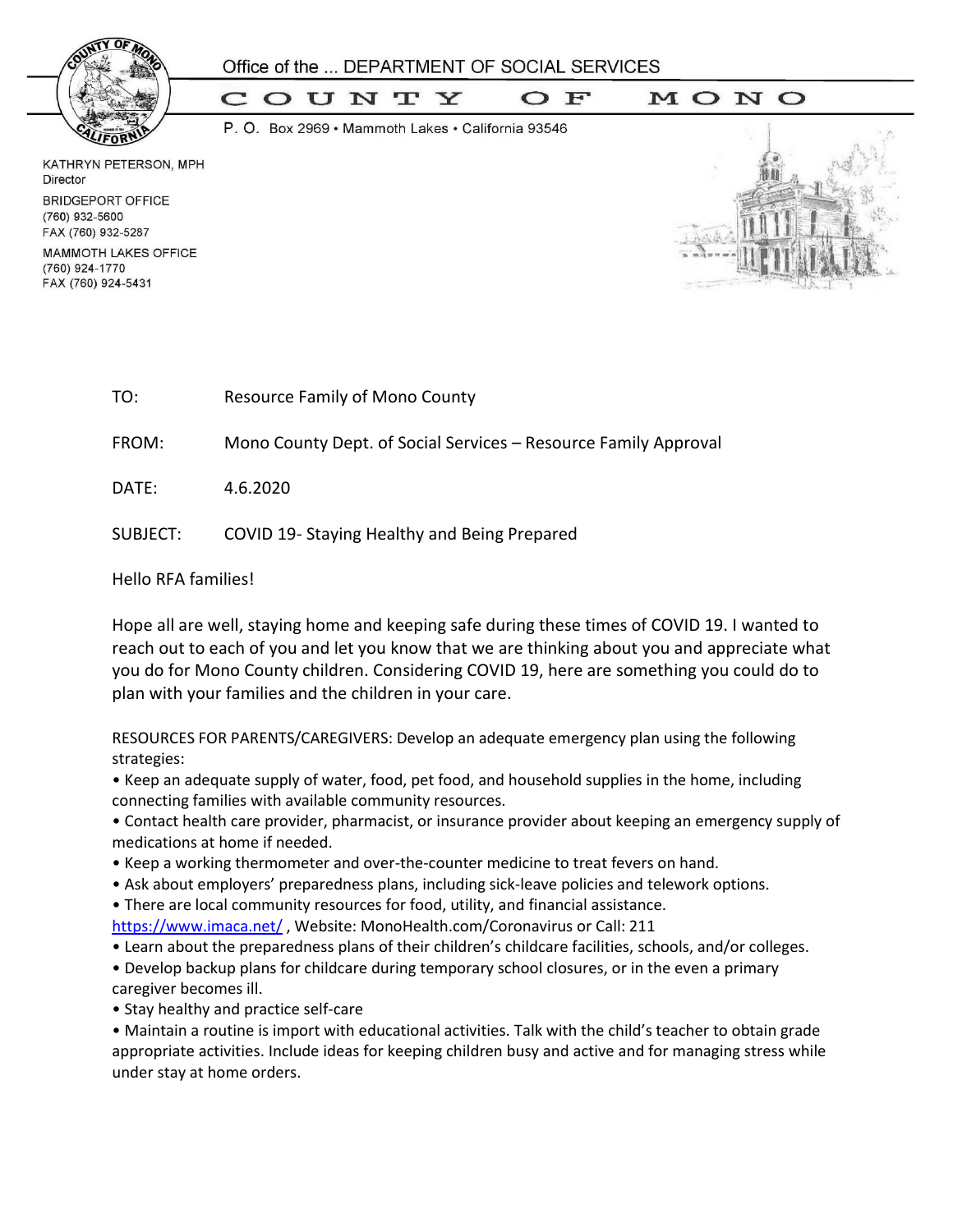Office of the ... DEPARTMENT OF SOCIAL SERVICES

# COUNTY OF MONO

P. O. Box 2969 • Mammoth Lakes • California 93546

KATHRYN PETERSON, MPH
Director

BRIDGEPORT OFFICE
(760) 932-5600
FAX (760) 932-5287

MAMMOTH LAKES OFFICE
(760) 924-1770
FAX (760) 924-5431

TO: Resource Family of Mono County

FROM: Mono County Dept. of Social Services – Resource Family Approval

DATE: 4.6.2020

SUBJECT: COVID 19- Staying Healthy and Being Prepared

Hello RFA families!

Hope all are well, staying home and keeping safe during these times of COVID 19. I wanted to reach out to each of you and let you know that we are thinking about you and appreciate what you do for Mono County children. Considering COVID 19, here are something you could do to plan with your families and the children in your care.

RESOURCES FOR PARENTS/CAREGIVERS: Develop an adequate emergency plan using the following strategies:

- Keep an adequate supply of water, food, pet food, and household supplies in the home, including connecting families with available community resources.
- Contact health care provider, pharmacist, or insurance provider about keeping an emergency supply of medications at home if needed.
- Keep a working thermometer and over-the-counter medicine to treat fevers on hand.
- Ask about employers' preparedness plans, including sick-leave policies and telework options.
- There are local community resources for food, utility, and financial assistance. https://www.imaca.net/ , Website: MonoHealth.com/Coronavirus or Call: 211
- Learn about the preparedness plans of their children's childcare facilities, schools, and/or colleges.
- Develop backup plans for childcare during temporary school closures, or in the even a primary caregiver becomes ill.
- Stay healthy and practice self-care
- Maintain a routine is import with educational activities. Talk with the child's teacher to obtain grade appropriate activities. Include ideas for keeping children busy and active and for managing stress while under stay at home orders.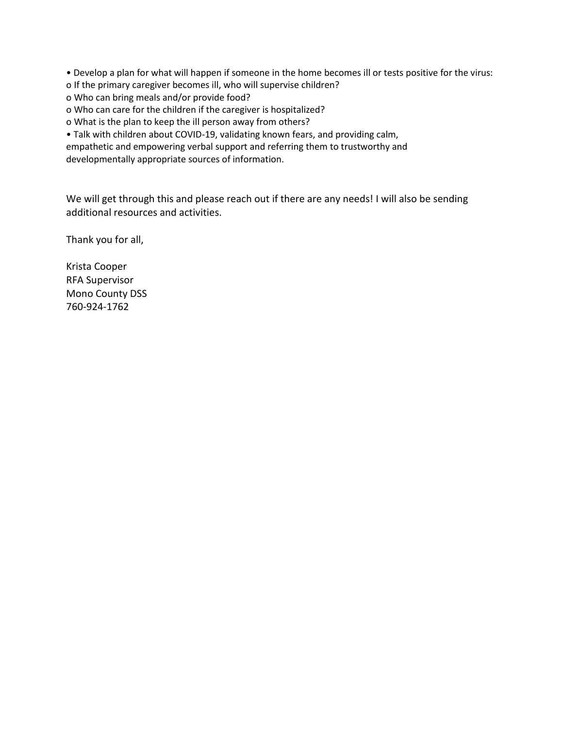- Develop a plan for what will happen if someone in the home becomes ill or tests positive for the virus:
  - If the primary caregiver becomes ill, who will supervise children?
  - Who can bring meals and/or provide food?
  - Who can care for the children if the caregiver is hospitalized?
  - What is the plan to keep the ill person away from others?
- Talk with children about COVID-19, validating known fears, and providing calm, empathetic and empowering verbal support and referring them to trustworthy and developmentally appropriate sources of information.

We will get through this and please reach out if there are any needs! I will also be sending additional resources and activities.

Thank you for all,

Krista Cooper
RFA Supervisor
Mono County DSS
760-924-1762